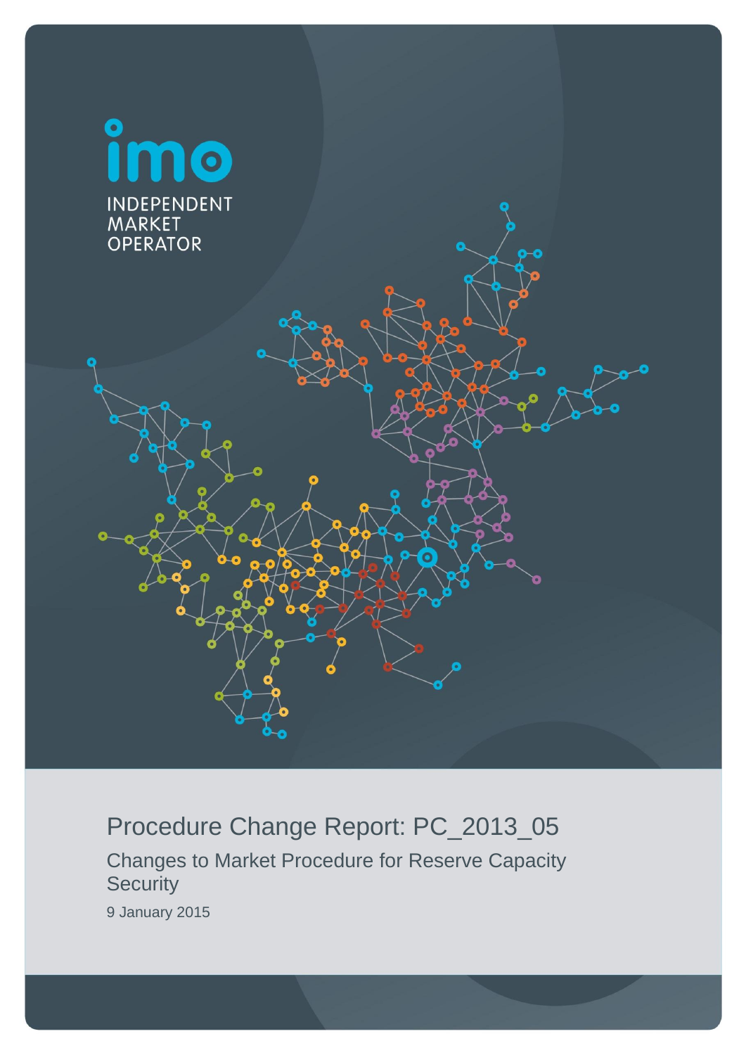imo

INDEPENDENT MARKET OPERATOR

# Procedure Change Report: PC_2013_05

## Changes to Market Procedure for Reserve Capacity Security

9 January 2015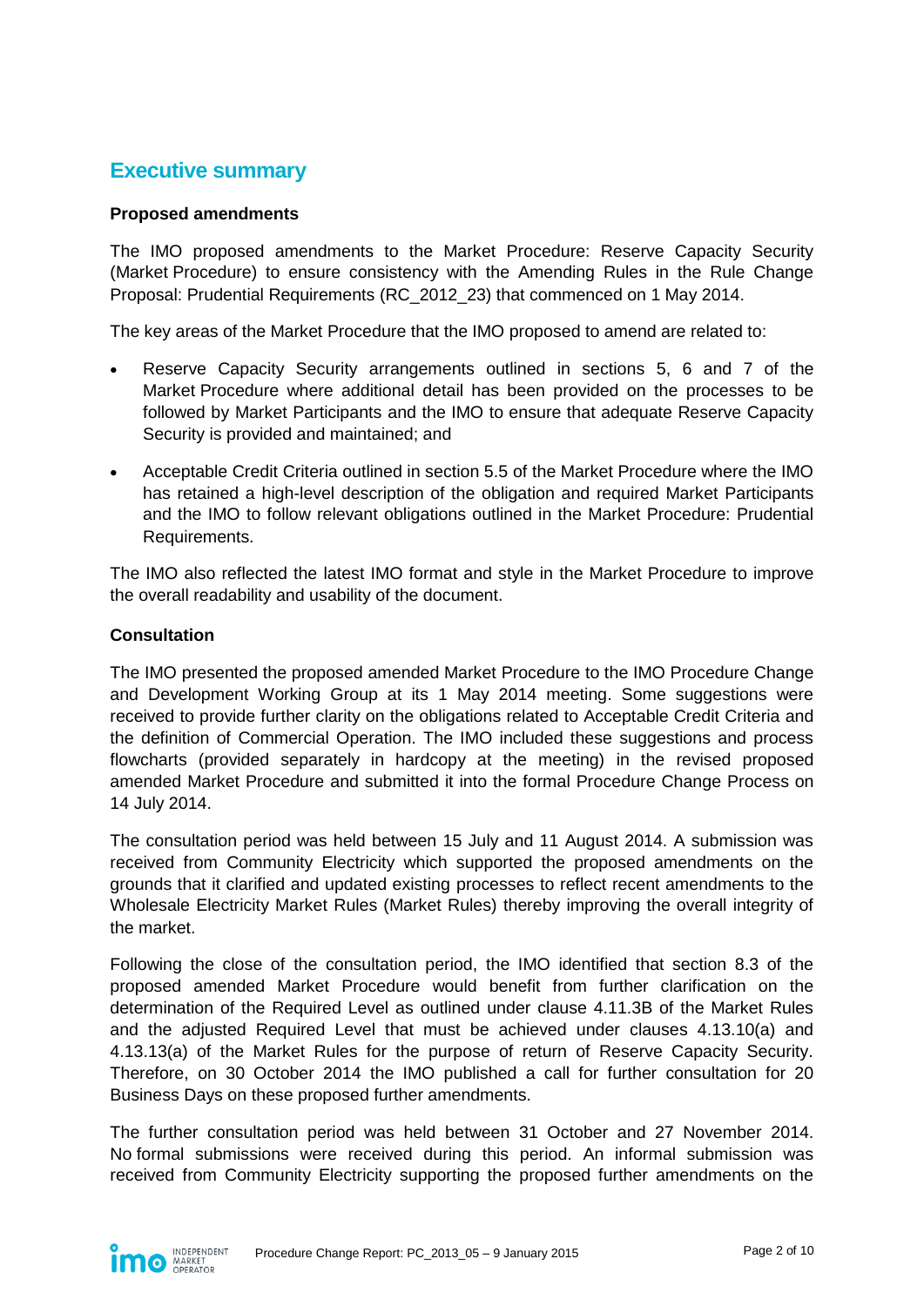# Executive summary

**Proposed amendments**

The IMO proposed amendments to the Market Procedure: Reserve Capacity Security (Market Procedure) to ensure consistency with the Amending Rules in the Rule Change Proposal: Prudential Requirements (RC_2012_23) that commenced on 1 May 2014.

The key areas of the Market Procedure that the IMO proposed to amend are related to:

- Reserve Capacity Security arrangements outlined in sections 5, 6 and 7 of the Market Procedure where additional detail has been provided on the processes to be followed by Market Participants and the IMO to ensure that adequate Reserve Capacity Security is provided and maintained; and
- Acceptable Credit Criteria outlined in section 5.5 of the Market Procedure where the IMO has retained a high-level description of the obligation and required Market Participants and the IMO to follow relevant obligations outlined in the Market Procedure: Prudential Requirements.

The IMO also reflected the latest IMO format and style in the Market Procedure to improve the overall readability and usability of the document.

**Consultation**

The IMO presented the proposed amended Market Procedure to the IMO Procedure Change and Development Working Group at its 1 May 2014 meeting. Some suggestions were received to provide further clarity on the obligations related to Acceptable Credit Criteria and the definition of Commercial Operation. The IMO included these suggestions and process flowcharts (provided separately in hardcopy at the meeting) in the revised proposed amended Market Procedure and submitted it into the formal Procedure Change Process on 14 July 2014.

The consultation period was held between 15 July and 11 August 2014. A submission was received from Community Electricity which supported the proposed amendments on the grounds that it clarified and updated existing processes to reflect recent amendments to the Wholesale Electricity Market Rules (Market Rules) thereby improving the overall integrity of the market.

Following the close of the consultation period, the IMO identified that section 8.3 of the proposed amended Market Procedure would benefit from further clarification on the determination of the Required Level as outlined under clause 4.11.3B of the Market Rules and the adjusted Required Level that must be achieved under clauses 4.13.10(a) and 4.13.13(a) of the Market Rules for the purpose of return of Reserve Capacity Security. Therefore, on 30 October 2014 the IMO published a call for further consultation for 20 Business Days on these proposed further amendments.

The further consultation period was held between 31 October and 27 November 2014. No formal submissions were received during this period. An informal submission was received from Community Electricity supporting the proposed further amendments on the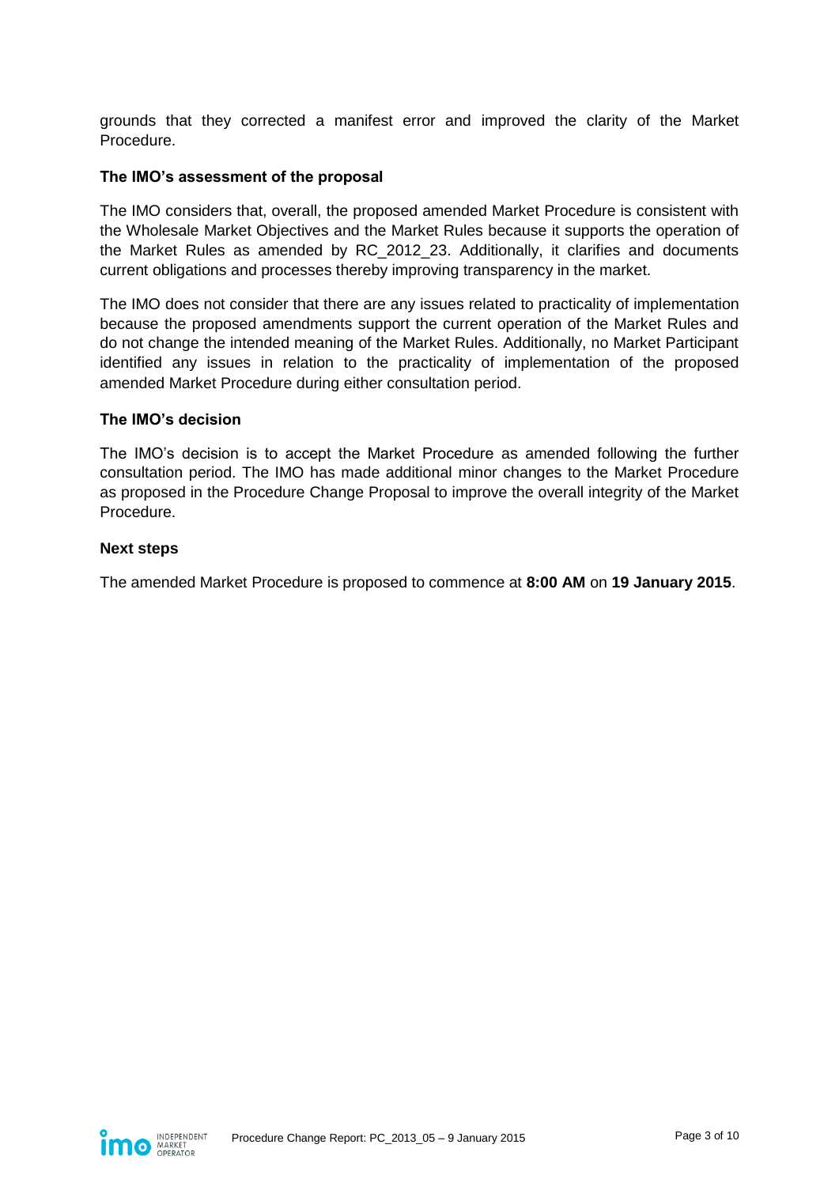grounds that they corrected a manifest error and improved the clarity of the Market Procedure.

**The IMO's assessment of the proposal**

The IMO considers that, overall, the proposed amended Market Procedure is consistent with the Wholesale Market Objectives and the Market Rules because it supports the operation of the Market Rules as amended by RC_2012_23. Additionally, it clarifies and documents current obligations and processes thereby improving transparency in the market.

The IMO does not consider that there are any issues related to practicality of implementation because the proposed amendments support the current operation of the Market Rules and do not change the intended meaning of the Market Rules. Additionally, no Market Participant identified any issues in relation to the practicality of implementation of the proposed amended Market Procedure during either consultation period.

**The IMO's decision**

The IMO's decision is to accept the Market Procedure as amended following the further consultation period. The IMO has made additional minor changes to the Market Procedure as proposed in the Procedure Change Proposal to improve the overall integrity of the Market Procedure.

**Next steps**

The amended Market Procedure is proposed to commence at **8:00 AM** on **19 January 2015**.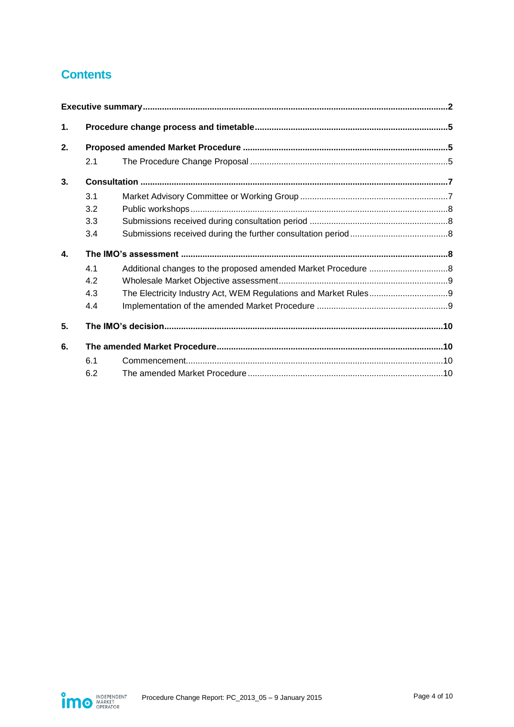## Contents

**Executive summary** .....2

**1. Procedure change process and timetable** .....5

**2. Proposed amended Market Procedure** .....5

- 2.1 The Procedure Change Proposal .....5

**3. Consultation** .....7

- 3.1 Market Advisory Committee or Working Group .....7
- 3.2 Public workshops .....8
- 3.3 Submissions received during consultation period .....8
- 3.4 Submissions received during the further consultation period .....8

**4. The IMO's assessment** .....8

- 4.1 Additional changes to the proposed amended Market Procedure .....8
- 4.2 Wholesale Market Objective assessment .....9
- 4.3 The Electricity Industry Act, WEM Regulations and Market Rules .....9
- 4.4 Implementation of the amended Market Procedure .....9

**5. The IMO's decision** .....10

**6. The amended Market Procedure** .....10

- 6.1 Commencement .....10
- 6.2 The amended Market Procedure .....10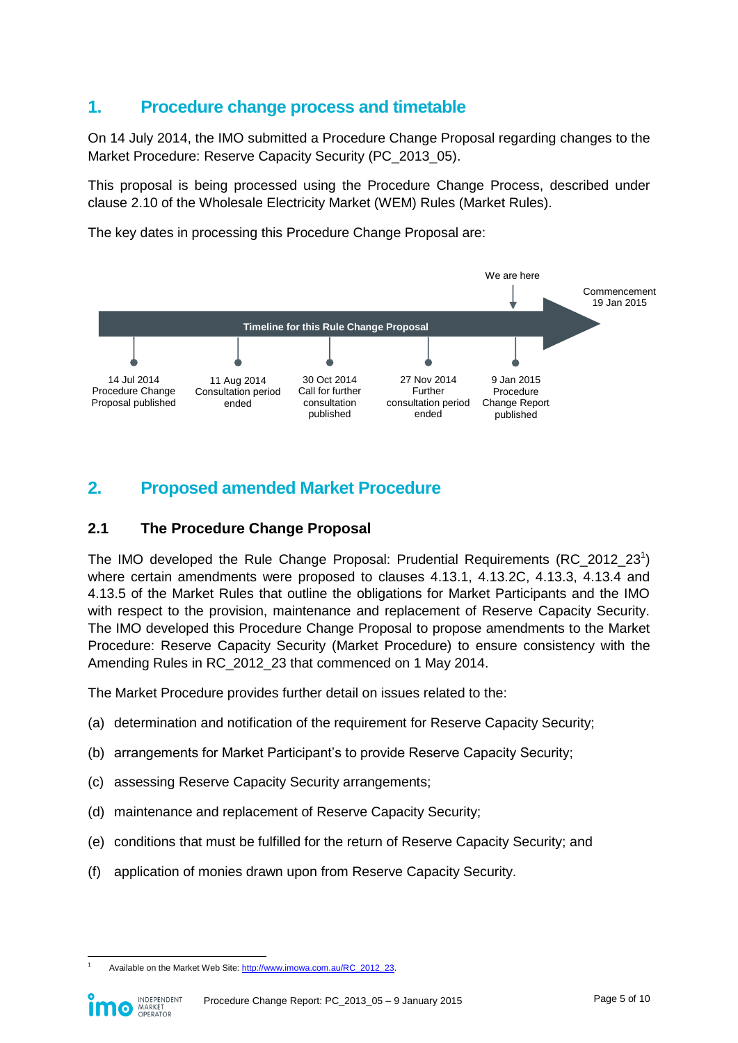## 1. Procedure change process and timetable

On 14 July 2014, the IMO submitted a Procedure Change Proposal regarding changes to the Market Procedure: Reserve Capacity Security (PC_2013_05).

This proposal is being processed using the Procedure Change Process, described under clause 2.10 of the Wholesale Electricity Market (WEM) Rules (Market Rules).

The key dates in processing this Procedure Change Proposal are:

Timeline for this Rule Change Proposal

- 14 Jul 2014 Procedure Change Proposal published
- 11 Aug 2014 Consultation period ended
- 30 Oct 2014 Call for further consultation published
- 27 Nov 2014 Further consultation period ended
- 9 Jan 2015 Procedure Change Report published (We are here)
- Commencement 19 Jan 2015

## 2. Proposed amended Market Procedure

### 2.1 The Procedure Change Proposal

The IMO developed the Rule Change Proposal: Prudential Requirements (RC_2012_23[1]) where certain amendments were proposed to clauses 4.13.1, 4.13.2C, 4.13.3, 4.13.4 and 4.13.5 of the Market Rules that outline the obligations for Market Participants and the IMO with respect to the provision, maintenance and replacement of Reserve Capacity Security. The IMO developed this Procedure Change Proposal to propose amendments to the Market Procedure: Reserve Capacity Security (Market Procedure) to ensure consistency with the Amending Rules in RC_2012_23 that commenced on 1 May 2014.

The Market Procedure provides further detail on issues related to the:

(a) determination and notification of the requirement for Reserve Capacity Security;

(b) arrangements for Market Participant's to provide Reserve Capacity Security;

(c) assessing Reserve Capacity Security arrangements;

(d) maintenance and replacement of Reserve Capacity Security;

(e) conditions that must be fulfilled for the return of Reserve Capacity Security; and

(f) application of monies drawn upon from Reserve Capacity Security.

[1] Available on the Market Web Site: http://www.imowa.com.au/RC_2012_23.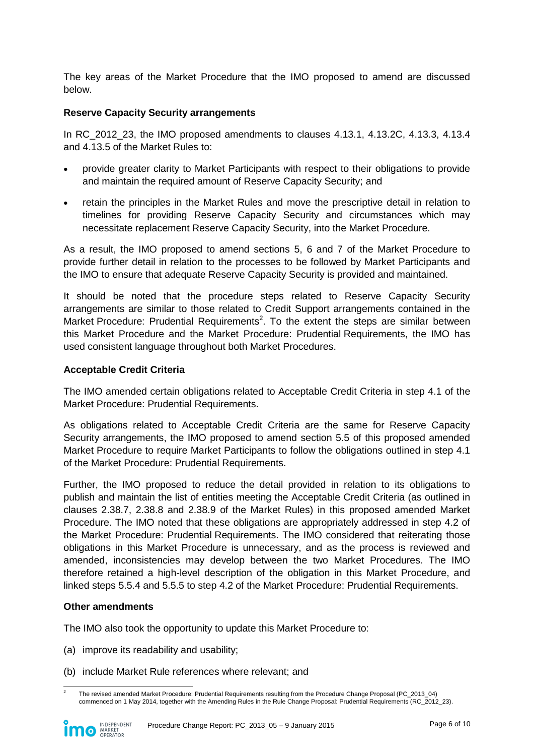The key areas of the Market Procedure that the IMO proposed to amend are discussed below.

**Reserve Capacity Security arrangements**

In RC_2012_23, the IMO proposed amendments to clauses 4.13.1, 4.13.2C, 4.13.3, 4.13.4 and 4.13.5 of the Market Rules to:

- provide greater clarity to Market Participants with respect to their obligations to provide and maintain the required amount of Reserve Capacity Security; and
- retain the principles in the Market Rules and move the prescriptive detail in relation to timelines for providing Reserve Capacity Security and circumstances which may necessitate replacement Reserve Capacity Security, into the Market Procedure.

As a result, the IMO proposed to amend sections 5, 6 and 7 of the Market Procedure to provide further detail in relation to the processes to be followed by Market Participants and the IMO to ensure that adequate Reserve Capacity Security is provided and maintained.

It should be noted that the procedure steps related to Reserve Capacity Security arrangements are similar to those related to Credit Support arrangements contained in the Market Procedure: Prudential Requirements[2]. To the extent the steps are similar between this Market Procedure and the Market Procedure: Prudential Requirements, the IMO has used consistent language throughout both Market Procedures.

**Acceptable Credit Criteria**

The IMO amended certain obligations related to Acceptable Credit Criteria in step 4.1 of the Market Procedure: Prudential Requirements.

As obligations related to Acceptable Credit Criteria are the same for Reserve Capacity Security arrangements, the IMO proposed to amend section 5.5 of this proposed amended Market Procedure to require Market Participants to follow the obligations outlined in step 4.1 of the Market Procedure: Prudential Requirements.

Further, the IMO proposed to reduce the detail provided in relation to its obligations to publish and maintain the list of entities meeting the Acceptable Credit Criteria (as outlined in clauses 2.38.7, 2.38.8 and 2.38.9 of the Market Rules) in this proposed amended Market Procedure. The IMO noted that these obligations are appropriately addressed in step 4.2 of the Market Procedure: Prudential Requirements. The IMO considered that reiterating those obligations in this Market Procedure is unnecessary, and as the process is reviewed and amended, inconsistencies may develop between the two Market Procedures. The IMO therefore retained a high-level description of the obligation in this Market Procedure, and linked steps 5.5.4 and 5.5.5 to step 4.2 of the Market Procedure: Prudential Requirements.

**Other amendments**

The IMO also took the opportunity to update this Market Procedure to:

(a) improve its readability and usability;

(b) include Market Rule references where relevant; and

---

[2] The revised amended Market Procedure: Prudential Requirements resulting from the Procedure Change Proposal (PC_2013_04) commenced on 1 May 2014, together with the Amending Rules in the Rule Change Proposal: Prudential Requirements (RC_2012_23).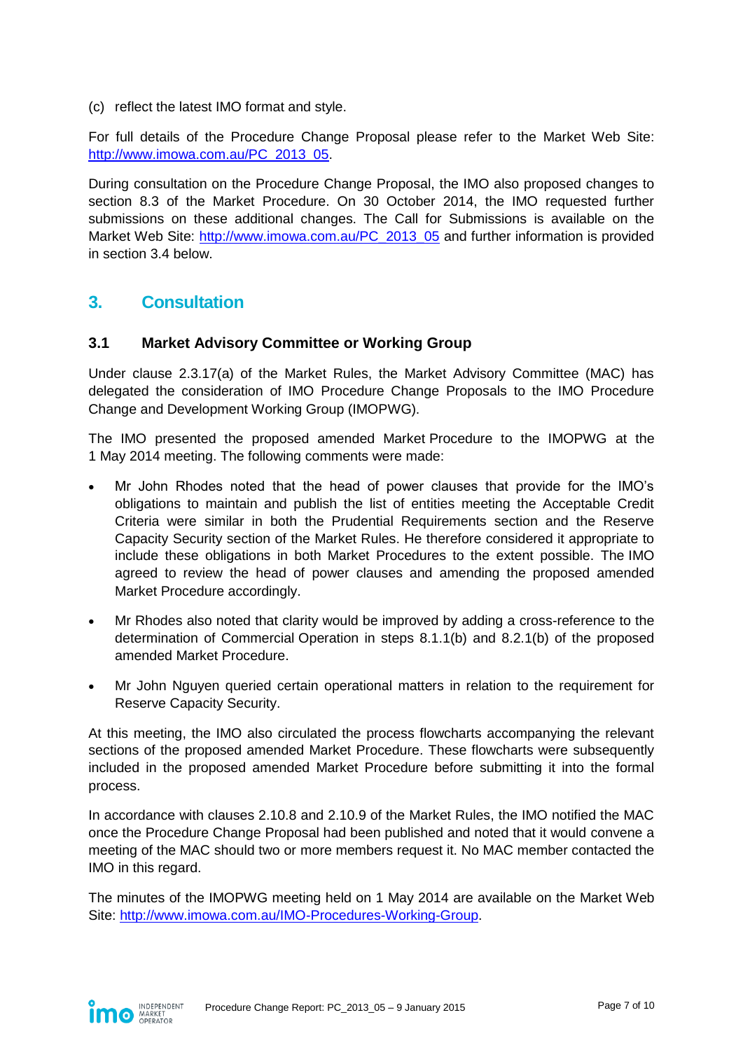(c) reflect the latest IMO format and style.

For full details of the Procedure Change Proposal please refer to the Market Web Site: http://www.imowa.com.au/PC_2013_05.

During consultation on the Procedure Change Proposal, the IMO also proposed changes to section 8.3 of the Market Procedure. On 30 October 2014, the IMO requested further submissions on these additional changes. The Call for Submissions is available on the Market Web Site: http://www.imowa.com.au/PC_2013_05 and further information is provided in section 3.4 below.

## 3. Consultation

### 3.1 Market Advisory Committee or Working Group

Under clause 2.3.17(a) of the Market Rules, the Market Advisory Committee (MAC) has delegated the consideration of IMO Procedure Change Proposals to the IMO Procedure Change and Development Working Group (IMOPWG).

The IMO presented the proposed amended Market Procedure to the IMOPWG at the 1 May 2014 meeting. The following comments were made:

- Mr John Rhodes noted that the head of power clauses that provide for the IMO's obligations to maintain and publish the list of entities meeting the Acceptable Credit Criteria were similar in both the Prudential Requirements section and the Reserve Capacity Security section of the Market Rules. He therefore considered it appropriate to include these obligations in both Market Procedures to the extent possible. The IMO agreed to review the head of power clauses and amending the proposed amended Market Procedure accordingly.
- Mr Rhodes also noted that clarity would be improved by adding a cross-reference to the determination of Commercial Operation in steps 8.1.1(b) and 8.2.1(b) of the proposed amended Market Procedure.
- Mr John Nguyen queried certain operational matters in relation to the requirement for Reserve Capacity Security.

At this meeting, the IMO also circulated the process flowcharts accompanying the relevant sections of the proposed amended Market Procedure. These flowcharts were subsequently included in the proposed amended Market Procedure before submitting it into the formal process.

In accordance with clauses 2.10.8 and 2.10.9 of the Market Rules, the IMO notified the MAC once the Procedure Change Proposal had been published and noted that it would convene a meeting of the MAC should two or more members request it. No MAC member contacted the IMO in this regard.

The minutes of the IMOPWG meeting held on 1 May 2014 are available on the Market Web Site: http://www.imowa.com.au/IMO-Procedures-Working-Group.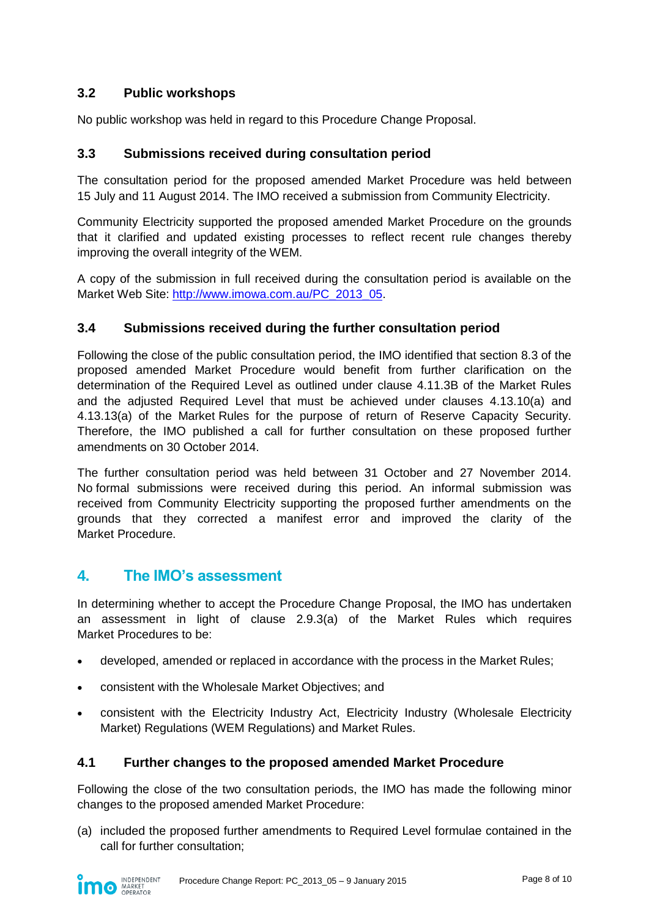### 3.2 Public workshops

No public workshop was held in regard to this Procedure Change Proposal.

### 3.3 Submissions received during consultation period

The consultation period for the proposed amended Market Procedure was held between 15 July and 11 August 2014. The IMO received a submission from Community Electricity.

Community Electricity supported the proposed amended Market Procedure on the grounds that it clarified and updated existing processes to reflect recent rule changes thereby improving the overall integrity of the WEM.

A copy of the submission in full received during the consultation period is available on the Market Web Site: http://www.imowa.com.au/PC_2013_05.

### 3.4 Submissions received during the further consultation period

Following the close of the public consultation period, the IMO identified that section 8.3 of the proposed amended Market Procedure would benefit from further clarification on the determination of the Required Level as outlined under clause 4.11.3B of the Market Rules and the adjusted Required Level that must be achieved under clauses 4.13.10(a) and 4.13.13(a) of the Market Rules for the purpose of return of Reserve Capacity Security. Therefore, the IMO published a call for further consultation on these proposed further amendments on 30 October 2014.

The further consultation period was held between 31 October and 27 November 2014. No formal submissions were received during this period. An informal submission was received from Community Electricity supporting the proposed further amendments on the grounds that they corrected a manifest error and improved the clarity of the Market Procedure.

## 4. The IMO's assessment

In determining whether to accept the Procedure Change Proposal, the IMO has undertaken an assessment in light of clause 2.9.3(a) of the Market Rules which requires Market Procedures to be:

- developed, amended or replaced in accordance with the process in the Market Rules;
- consistent with the Wholesale Market Objectives; and
- consistent with the Electricity Industry Act, Electricity Industry (Wholesale Electricity Market) Regulations (WEM Regulations) and Market Rules.

### 4.1 Further changes to the proposed amended Market Procedure

Following the close of the two consultation periods, the IMO has made the following minor changes to the proposed amended Market Procedure:

(a) included the proposed further amendments to Required Level formulae contained in the call for further consultation;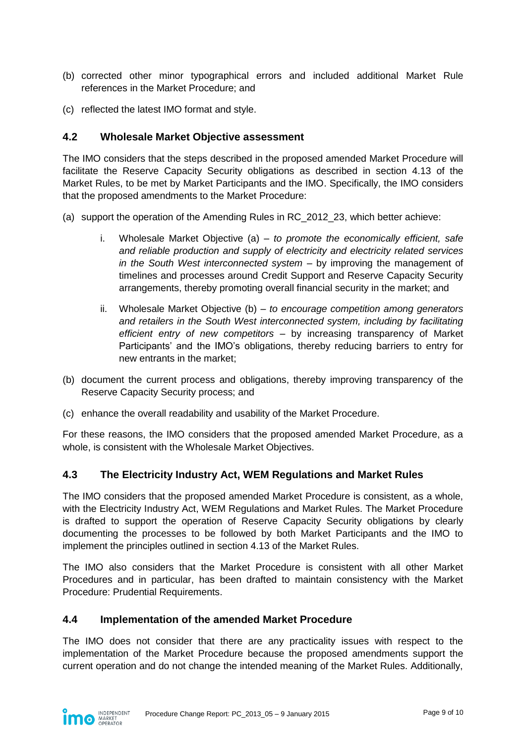(b) corrected other minor typographical errors and included additional Market Rule references in the Market Procedure; and

(c) reflected the latest IMO format and style.

## 4.2 Wholesale Market Objective assessment

The IMO considers that the steps described in the proposed amended Market Procedure will facilitate the Reserve Capacity Security obligations as described in section 4.13 of the Market Rules, to be met by Market Participants and the IMO. Specifically, the IMO considers that the proposed amendments to the Market Procedure:

(a) support the operation of the Amending Rules in RC_2012_23, which better achieve:

  i. Wholesale Market Objective (a) – *to promote the economically efficient, safe and reliable production and supply of electricity and electricity related services in the South West interconnected system* – by improving the management of timelines and processes around Credit Support and Reserve Capacity Security arrangements, thereby promoting overall financial security in the market; and

  ii. Wholesale Market Objective (b) – *to encourage competition among generators and retailers in the South West interconnected system, including by facilitating efficient entry of new competitors* – by increasing transparency of Market Participants' and the IMO's obligations, thereby reducing barriers to entry for new entrants in the market;

(b) document the current process and obligations, thereby improving transparency of the Reserve Capacity Security process; and

(c) enhance the overall readability and usability of the Market Procedure.

For these reasons, the IMO considers that the proposed amended Market Procedure, as a whole, is consistent with the Wholesale Market Objectives.

## 4.3 The Electricity Industry Act, WEM Regulations and Market Rules

The IMO considers that the proposed amended Market Procedure is consistent, as a whole, with the Electricity Industry Act, WEM Regulations and Market Rules. The Market Procedure is drafted to support the operation of Reserve Capacity Security obligations by clearly documenting the processes to be followed by both Market Participants and the IMO to implement the principles outlined in section 4.13 of the Market Rules.

The IMO also considers that the Market Procedure is consistent with all other Market Procedures and in particular, has been drafted to maintain consistency with the Market Procedure: Prudential Requirements.

## 4.4 Implementation of the amended Market Procedure

The IMO does not consider that there are any practicality issues with respect to the implementation of the Market Procedure because the proposed amendments support the current operation and do not change the intended meaning of the Market Rules. Additionally,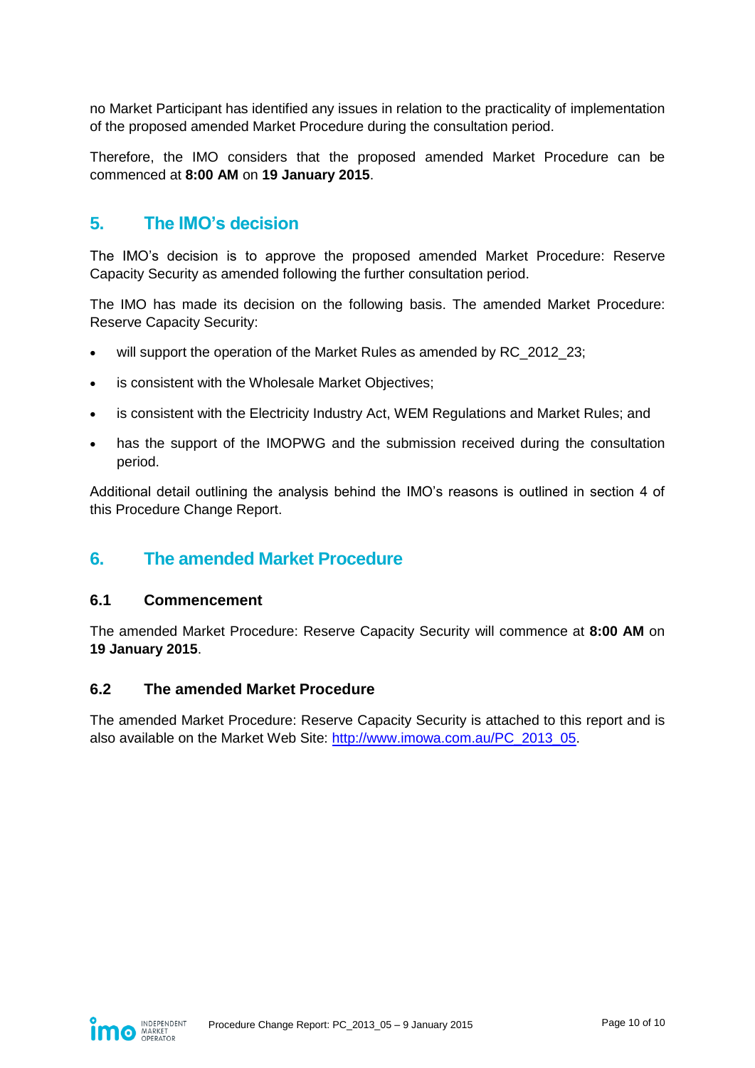no Market Participant has identified any issues in relation to the practicality of implementation of the proposed amended Market Procedure during the consultation period.

Therefore, the IMO considers that the proposed amended Market Procedure can be commenced at **8:00 AM** on **19 January 2015**.

## 5. The IMO's decision

The IMO's decision is to approve the proposed amended Market Procedure: Reserve Capacity Security as amended following the further consultation period.

The IMO has made its decision on the following basis. The amended Market Procedure: Reserve Capacity Security:

- will support the operation of the Market Rules as amended by RC_2012_23;
- is consistent with the Wholesale Market Objectives;
- is consistent with the Electricity Industry Act, WEM Regulations and Market Rules; and
- has the support of the IMOPWG and the submission received during the consultation period.

Additional detail outlining the analysis behind the IMO's reasons is outlined in section 4 of this Procedure Change Report.

## 6. The amended Market Procedure

### 6.1 Commencement

The amended Market Procedure: Reserve Capacity Security will commence at **8:00 AM** on **19 January 2015**.

### 6.2 The amended Market Procedure

The amended Market Procedure: Reserve Capacity Security is attached to this report and is also available on the Market Web Site: http://www.imowa.com.au/PC_2013_05.